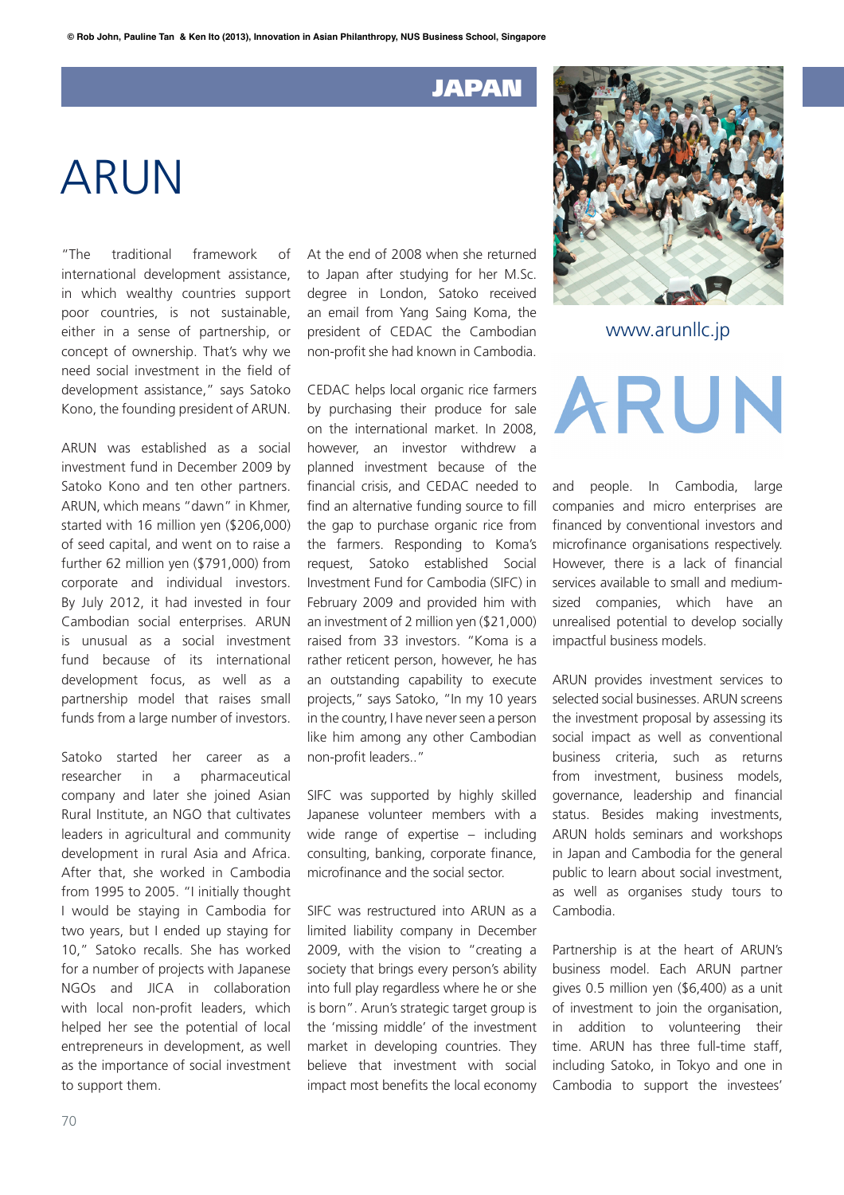JAPAN

# ARUN

"The traditional framework of international development assistance, in which wealthy countries support poor countries, is not sustainable, either in a sense of partnership, or concept of ownership. That's why we need social investment in the field of development assistance," says Satoko Kono, the founding president of ARUN.

ARUN was established as a social investment fund in December 2009 by Satoko Kono and ten other partners. ARUN, which means "dawn" in Khmer, started with 16 million yen ($206,000) of seed capital, and went on to raise a further 62 million yen ($791,000) from corporate and individual investors. By July 2012, it had invested in four Cambodian social enterprises. ARUN is unusual as a social investment fund because of its international development focus, as well as a partnership model that raises small funds from a large number of investors.

Satoko started her career as a researcher in a pharmaceutical company and later she joined Asian Rural Institute, an NGO that cultivates leaders in agricultural and community development in rural Asia and Africa. After that, she worked in Cambodia from 1995 to 2005. "I initially thought I would be staying in Cambodia for two years, but I ended up staying for 10," Satoko recalls. She has worked for a number of projects with Japanese NGOs and JICA in collaboration with local non-profit leaders, which helped her see the potential of local entrepreneurs in development, as well as the importance of social investment to support them.

At the end of 2008 when she returned to Japan after studying for her M.Sc. degree in London, Satoko received an email from Yang Saing Koma, the president of CEDAC the Cambodian non-profit she had known in Cambodia.

CEDAC helps local organic rice farmers by purchasing their produce for sale on the international market. In 2008, however, an investor withdrew a planned investment because of the financial crisis, and CEDAC needed to find an alternative funding source to fill the gap to purchase organic rice from the farmers. Responding to Koma's request, Satoko established Social Investment Fund for Cambodia (SIFC) in February 2009 and provided him with an investment of 2 million yen ($21,000) raised from 33 investors. "Koma is a rather reticent person, however, he has an outstanding capability to execute projects," says Satoko, "In my 10 years in the country, I have never seen a person like him among any other Cambodian non-profit leaders.."

SIFC was supported by highly skilled Japanese volunteer members with a wide range of expertise – including consulting, banking, corporate finance, microfinance and the social sector.

SIFC was restructured into ARUN as a limited liability company in December 2009, with the vision to "creating a society that brings every person's ability into full play regardless where he or she is born". Arun's strategic target group is the 'missing middle' of the investment market in developing countries. They believe that investment with social impact most benefits the local economy and people. In Cambodia, large companies and micro enterprises are financed by conventional investors and microfinance organisations respectively. However, there is a lack of financial services available to small and medium-sized companies, which have an unrealised potential to develop socially impactful business models.

www.arunllc.jp

ARUN

ARUN provides investment services to selected social businesses. ARUN screens the investment proposal by assessing its social impact as well as conventional business criteria, such as returns from investment, business models, governance, leadership and financial status. Besides making investments, ARUN holds seminars and workshops in Japan and Cambodia for the general public to learn about social investment, as well as organises study tours to Cambodia.

Partnership is at the heart of ARUN's business model. Each ARUN partner gives 0.5 million yen ($6,400) as a unit of investment to join the organisation, in addition to volunteering their time. ARUN has three full-time staff, including Satoko, in Tokyo and one in Cambodia to support the investees'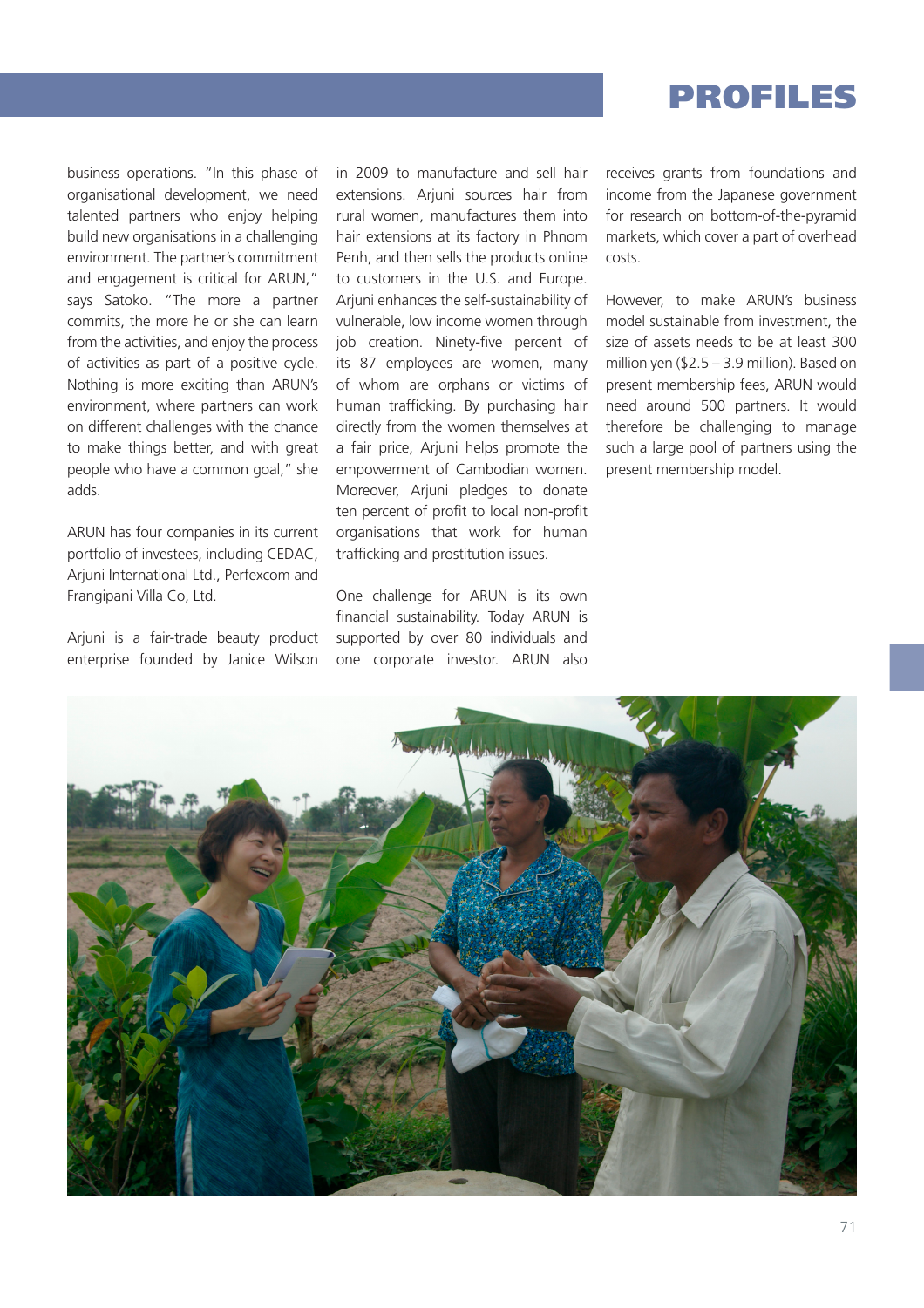business operations. "In this phase of organisational development, we need talented partners who enjoy helping build new organisations in a challenging environment. The partner's commitment and engagement is critical for ARUN," says Satoko. "The more a partner commits, the more he or she can learn from the activities, and enjoy the process of activities as part of a positive cycle. Nothing is more exciting than ARUN's environment, where partners can work on different challenges with the chance to make things better, and with great people who have a common goal," she adds.

ARUN has four companies in its current portfolio of investees, including CEDAC, Arjuni International Ltd., Perfexcom and Frangipani Villa Co, Ltd.

Arjuni is a fair-trade beauty product enterprise founded by Janice Wilson in 2009 to manufacture and sell hair extensions. Arjuni sources hair from rural women, manufactures them into hair extensions at its factory in Phnom Penh, and then sells the products online to customers in the U.S. and Europe. Arjuni enhances the self-sustainability of vulnerable, low income women through job creation. Ninety-five percent of its 87 employees are women, many of whom are orphans or victims of human trafficking. By purchasing hair directly from the women themselves at a fair price, Arjuni helps promote the empowerment of Cambodian women. Moreover, Arjuni pledges to donate ten percent of profit to local non-profit organisations that work for human trafficking and prostitution issues.

One challenge for ARUN is its own financial sustainability. Today ARUN is supported by over 80 individuals and one corporate investor. ARUN also receives grants from foundations and income from the Japanese government for research on bottom-of-the-pyramid markets, which cover a part of overhead costs.

However, to make ARUN's business model sustainable from investment, the size of assets needs to be at least 300 million yen ($2.5 – 3.9 million). Based on present membership fees, ARUN would need around 500 partners. It would therefore be challenging to manage such a large pool of partners using the present membership model.